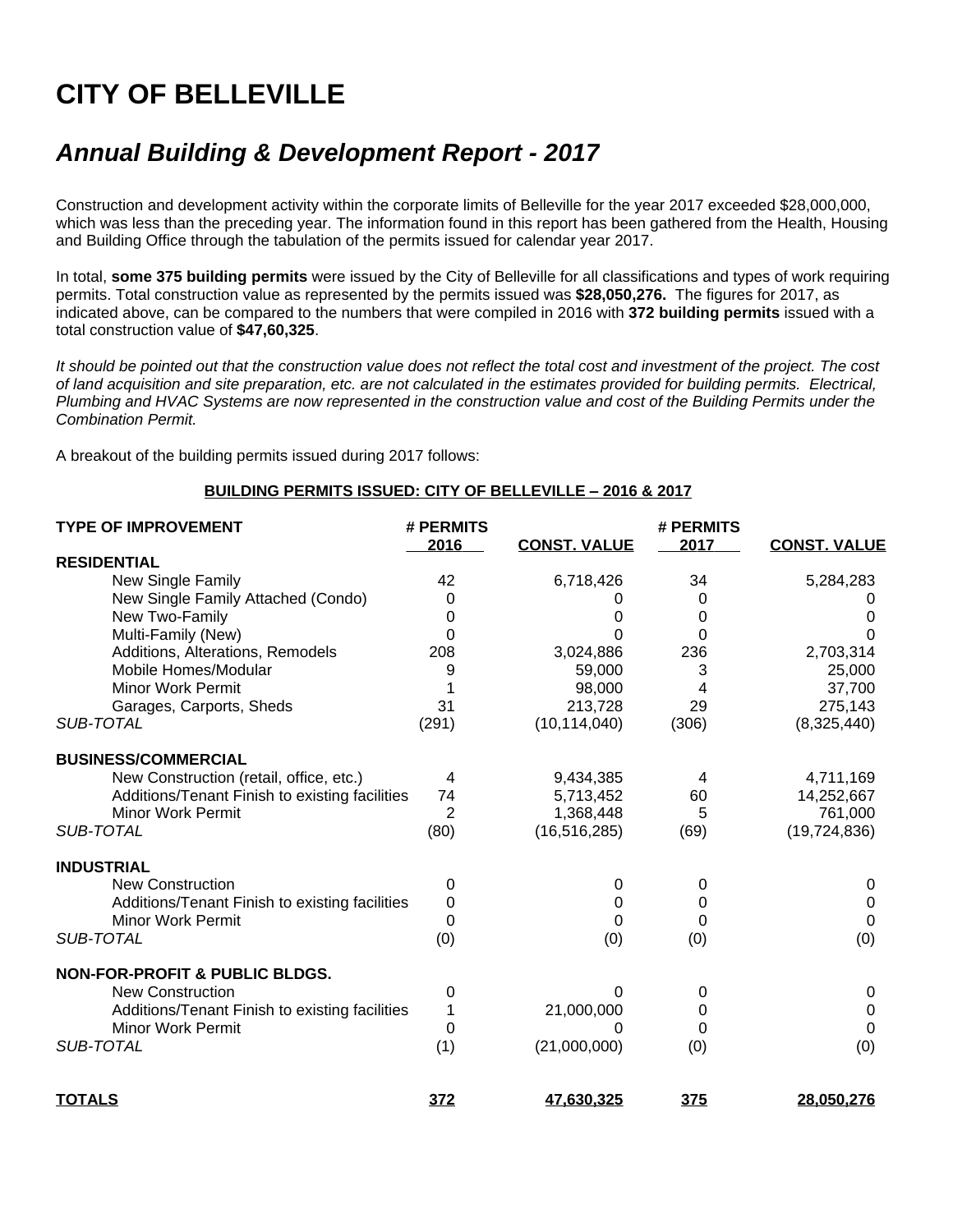# CITY OF BELLEVILLE

## *Annual Building & Development Report - 2017*

Construction and development activity within the corporate limits of Belleville for the year 2017 exceeded $28,000,000, which was less than the preceding year. The information found in this report has been gathered from the Health, Housing and Building Office through the tabulation of the permits issued for calendar year 2017.

In total, **some 375 building permits** were issued by the City of Belleville for all classifications and types of work requiring permits. Total construction value as represented by the permits issued was **$28,050,276.** The figures for 2017, as indicated above, can be compared to the numbers that were compiled in 2016 with **372 building permits** issued with a total construction value of **$47,60,325**.

*It should be pointed out that the construction value does not reflect the total cost and investment of the project. The cost of land acquisition and site preparation, etc. are not calculated in the estimates provided for building permits. Electrical, Plumbing and HVAC Systems are now represented in the construction value and cost of the Building Permits under the Combination Permit.*

A breakout of the building permits issued during 2017 follows:

**BUILDING PERMITS ISSUED: CITY OF BELLEVILLE – 2016 & 2017**

| TYPE OF IMPROVEMENT | # PERMITS 2016 | CONST. VALUE | # PERMITS 2017 | CONST. VALUE |
|---|---|---|---|---|
| **RESIDENTIAL** | | | | |
| New Single Family | 42 | 6,718,426 | 34 | 5,284,283 |
| New Single Family Attached (Condo) | 0 | 0 | 0 | 0 |
| New Two-Family | 0 | 0 | 0 | 0 |
| Multi-Family (New) | 0 | 0 | 0 | 0 |
| Additions, Alterations, Remodels | 208 | 3,024,886 | 236 | 2,703,314 |
| Mobile Homes/Modular | 9 | 59,000 | 3 | 25,000 |
| Minor Work Permit | 1 | 98,000 | 4 | 37,700 |
| Garages, Carports, Sheds | 31 | 213,728 | 29 | 275,143 |
| *SUB-TOTAL* | (291) | (10,114,040) | (306) | (8,325,440) |
| **BUSINESS/COMMERCIAL** | | | | |
| New Construction (retail, office, etc.) | 4 | 9,434,385 | 4 | 4,711,169 |
| Additions/Tenant Finish to existing facilities | 74 | 5,713,452 | 60 | 14,252,667 |
| Minor Work Permit | 2 | 1,368,448 | 5 | 761,000 |
| *SUB-TOTAL* | (80) | (16,516,285) | (69) | (19,724,836) |
| **INDUSTRIAL** | | | | |
| New Construction | 0 | 0 | 0 | 0 |
| Additions/Tenant Finish to existing facilities | 0 | 0 | 0 | 0 |
| Minor Work Permit | 0 | 0 | 0 | 0 |
| *SUB-TOTAL* | (0) | (0) | (0) | (0) |
| **NON-FOR-PROFIT & PUBLIC BLDGS.** | | | | |
| New Construction | 0 | 0 | 0 | 0 |
| Additions/Tenant Finish to existing facilities | 1 | 21,000,000 | 0 | 0 |
| Minor Work Permit | 0 | 0 | 0 | 0 |
| *SUB-TOTAL* | (1) | (21,000,000) | (0) | (0) |
| **TOTALS** | **372** | **47,630,325** | **375** | **28,050,276** |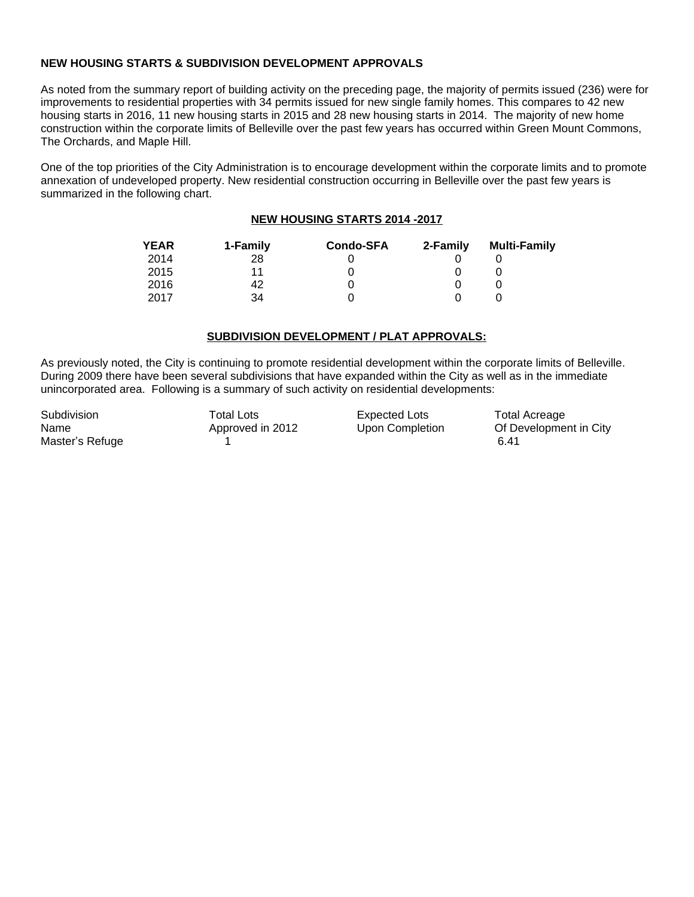## NEW HOUSING STARTS & SUBDIVISION DEVELOPMENT APPROVALS

As noted from the summary report of building activity on the preceding page, the majority of permits issued (236) were for improvements to residential properties with 34 permits issued for new single family homes. This compares to 42 new housing starts in 2016, 11 new housing starts in 2015 and 28 new housing starts in 2014. The majority of new home construction within the corporate limits of Belleville over the past few years has occurred within Green Mount Commons, The Orchards, and Maple Hill.

One of the top priorities of the City Administration is to encourage development within the corporate limits and to promote annexation of undeveloped property. New residential construction occurring in Belleville over the past few years is summarized in the following chart.

### NEW HOUSING STARTS 2014 -2017

| YEAR | 1-Family | Condo-SFA | 2-Family | Multi-Family |
|---|---|---|---|---|
| 2014 | 28 | 0 | 0 | 0 |
| 2015 | 11 | 0 | 0 | 0 |
| 2016 | 42 | 0 | 0 | 0 |
| 2017 | 34 | 0 | 0 | 0 |

### SUBDIVISION DEVELOPMENT / PLAT APPROVALS:

As previously noted, the City is continuing to promote residential development within the corporate limits of Belleville. During 2009 there have been several subdivisions that have expanded within the City as well as in the immediate unincorporated area. Following is a summary of such activity on residential developments:

| Subdivision Name | Total Lots Approved in 2012 | Expected Lots Upon Completion | Total Acreage Of Development in City |
|---|---|---|---|
| Master's Refuge | 1 | | 6.41 |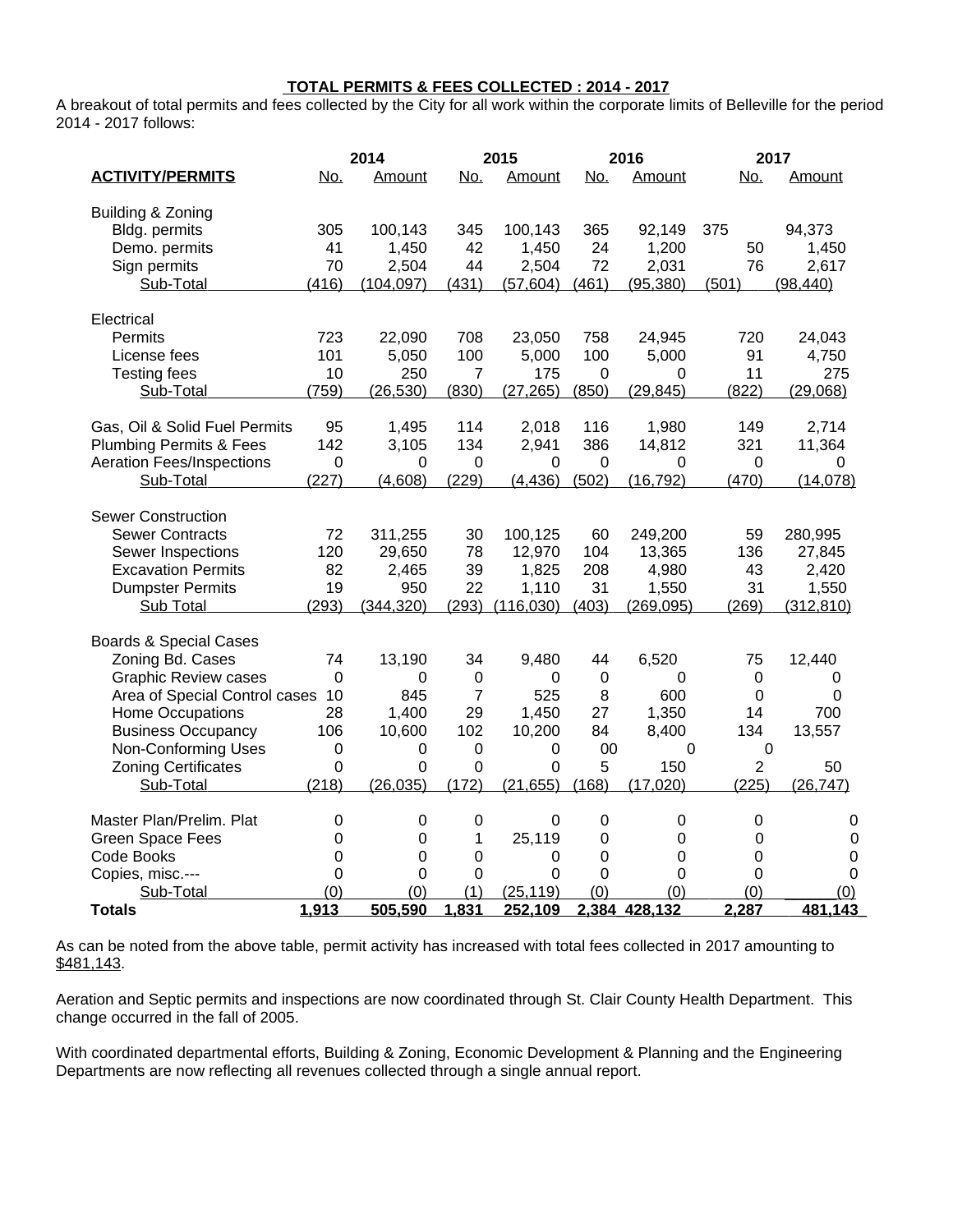**TOTAL PERMITS & FEES COLLECTED : 2014 - 2017**

A breakout of total permits and fees collected by the City for all work within the corporate limits of Belleville for the period 2014 - 2017 follows:

| ACTIVITY/PERMITS | 2014 No. | 2014 Amount | 2015 No. | 2015 Amount | 2016 No. | 2016 Amount | 2017 No. | 2017 Amount |
|---|---|---|---|---|---|---|---|---|
| **Building & Zoning** | | | | | | | | |
| Bldg. permits | 305 | 100,143 | 345 | 100,143 | 365 | 92,149 | 375 | 94,373 |
| Demo. permits | 41 | 1,450 | 42 | 1,450 | 24 | 1,200 | 50 | 1,450 |
| Sign permits | 70 | 2,504 | 44 | 2,504 | 72 | 2,031 | 76 | 2,617 |
| Sub-Total | (416) | (104,097) | (431) | (57,604) | (461) | (95,380) | (501) | (98,440) |
| **Electrical** | | | | | | | | |
| Permits | 723 | 22,090 | 708 | 23,050 | 758 | 24,945 | 720 | 24,043 |
| License fees | 101 | 5,050 | 100 | 5,000 | 100 | 5,000 | 91 | 4,750 |
| Testing fees | 10 | 250 | 7 | 175 | 0 | 0 | 11 | 275 |
| Sub-Total | (759) | (26,530) | (830) | (27,265) | (850) | (29,845) | (822) | (29,068) |
| Gas, Oil & Solid Fuel Permits | 95 | 1,495 | 114 | 2,018 | 116 | 1,980 | 149 | 2,714 |
| Plumbing Permits & Fees | 142 | 3,105 | 134 | 2,941 | 386 | 14,812 | 321 | 11,364 |
| Aeration Fees/Inspections | 0 | 0 | 0 | 0 | 0 | 0 | 0 | 0 |
| Sub-Total | (227) | (4,608) | (229) | (4,436) | (502) | (16,792) | (470) | (14,078) |
| **Sewer Construction** | | | | | | | | |
| Sewer Contracts | 72 | 311,255 | 30 | 100,125 | 60 | 249,200 | 59 | 280,995 |
| Sewer Inspections | 120 | 29,650 | 78 | 12,970 | 104 | 13,365 | 136 | 27,845 |
| Excavation Permits | 82 | 2,465 | 39 | 1,825 | 208 | 4,980 | 43 | 2,420 |
| Dumpster Permits | 19 | 950 | 22 | 1,110 | 31 | 1,550 | 31 | 1,550 |
| Sub Total | (293) | (344,320) | (293) | (116,030) | (403) | (269,095) | (269) | (312,810) |
| **Boards & Special Cases** | | | | | | | | |
| Zoning Bd. Cases | 74 | 13,190 | 34 | 9,480 | 44 | 6,520 | 75 | 12,440 |
| Graphic Review cases | 0 | 0 | 0 | 0 | 0 | 0 | 0 | 0 |
| Area of Special Control cases | 10 | 845 | 7 | 525 | 8 | 600 | 0 | 0 |
| Home Occupations | 28 | 1,400 | 29 | 1,450 | 27 | 1,350 | 14 | 700 |
| Business Occupancy | 106 | 10,600 | 102 | 10,200 | 84 | 8,400 | 134 | 13,557 |
| Non-Conforming Uses | 0 | 0 | 0 | 0 | 00 | 0 | 0 | |
| Zoning Certificates | 0 | 0 | 0 | 0 | 5 | 150 | 2 | 50 |
| Sub-Total | (218) | (26,035) | (172) | (21,655) | (168) | (17,020) | (225) | (26,747) |
| Master Plan/Prelim. Plat | 0 | 0 | 0 | 0 | 0 | 0 | 0 | 0 |
| Green Space Fees | 0 | 0 | 1 | 25,119 | 0 | 0 | 0 | 0 |
| Code Books | 0 | 0 | 0 | 0 | 0 | 0 | 0 | 0 |
| Copies, misc.--- | 0 | 0 | 0 | 0 | 0 | 0 | 0 | 0 |
| Sub-Total | (0) | (0) | (1) | (25,119) | (0) | (0) | (0) | (0) |
| **Totals** | **1,913** | **505,590** | **1,831** | **252,109** | **2,384** | **428,132** | **2,287** | **481,143** |

As can be noted from the above table, permit activity has increased with total fees collected in 2017 amounting to $481,143.

Aeration and Septic permits and inspections are now coordinated through St. Clair County Health Department. This change occurred in the fall of 2005.

With coordinated departmental efforts, Building & Zoning, Economic Development & Planning and the Engineering Departments are now reflecting all revenues collected through a single annual report.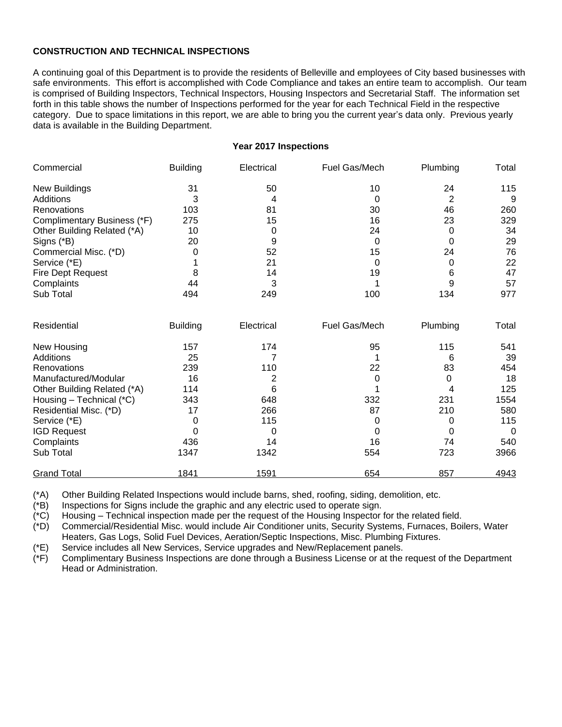**CONSTRUCTION AND TECHNICAL INSPECTIONS**

A continuing goal of this Department is to provide the residents of Belleville and employees of City based businesses with safe environments. This effort is accomplished with Code Compliance and takes an entire team to accomplish. Our team is comprised of Building Inspectors, Technical Inspectors, Housing Inspectors and Secretarial Staff. The information set forth in this table shows the number of Inspections performed for the year for each Technical Field in the respective category. Due to space limitations in this report, we are able to bring you the current year's data only. Previous yearly data is available in the Building Department.

**Year 2017 Inspections**

| Commercial | Building | Electrical | Fuel Gas/Mech | Plumbing | Total |
|---|---|---|---|---|---|
| New Buildings | 31 | 50 | 10 | 24 | 115 |
| Additions | 3 | 4 | 0 | 2 | 9 |
| Renovations | 103 | 81 | 30 | 46 | 260 |
| Complimentary Business (*F) | 275 | 15 | 16 | 23 | 329 |
| Other Building Related (*A) | 10 | 0 | 24 | 0 | 34 |
| Signs (*B) | 20 | 9 | 0 | 0 | 29 |
| Commercial Misc. (*D) | 0 | 52 | 15 | 24 | 76 |
| Service (*E) | 1 | 21 | 0 | 0 | 22 |
| Fire Dept Request | 8 | 14 | 19 | 6 | 47 |
| Complaints | 44 | 3 | 1 | 9 | 57 |
| Sub Total | 494 | 249 | 100 | 134 | 977 |
| **Residential** | **Building** | **Electrical** | **Fuel Gas/Mech** | **Plumbing** | **Total** |
| New Housing | 157 | 174 | 95 | 115 | 541 |
| Additions | 25 | 7 | 1 | 6 | 39 |
| Renovations | 239 | 110 | 22 | 83 | 454 |
| Manufactured/Modular | 16 | 2 | 0 | 0 | 18 |
| Other Building Related (*A) | 114 | 6 | 1 | 4 | 125 |
| Housing – Technical (*C) | 343 | 648 | 332 | 231 | 1554 |
| Residential Misc. (*D) | 17 | 266 | 87 | 210 | 580 |
| Service (*E) | 0 | 115 | 0 | 0 | 115 |
| IGD Request | 0 | 0 | 0 | 0 | 0 |
| Complaints | 436 | 14 | 16 | 74 | 540 |
| Sub Total | 1347 | 1342 | 554 | 723 | 3966 |
| Grand Total | 1841 | 1591 | 654 | 857 | 4943 |

(*A) Other Building Related Inspections would include barns, shed, roofing, siding, demolition, etc.
(*B) Inspections for Signs include the graphic and any electric used to operate sign.
(*C) Housing – Technical inspection made per the request of the Housing Inspector for the related field.
(*D) Commercial/Residential Misc. would include Air Conditioner units, Security Systems, Furnaces, Boilers, Water Heaters, Gas Logs, Solid Fuel Devices, Aeration/Septic Inspections, Misc. Plumbing Fixtures.
(*E) Service includes all New Services, Service upgrades and New/Replacement panels.
(*F) Complimentary Business Inspections are done through a Business License or at the request of the Department Head or Administration.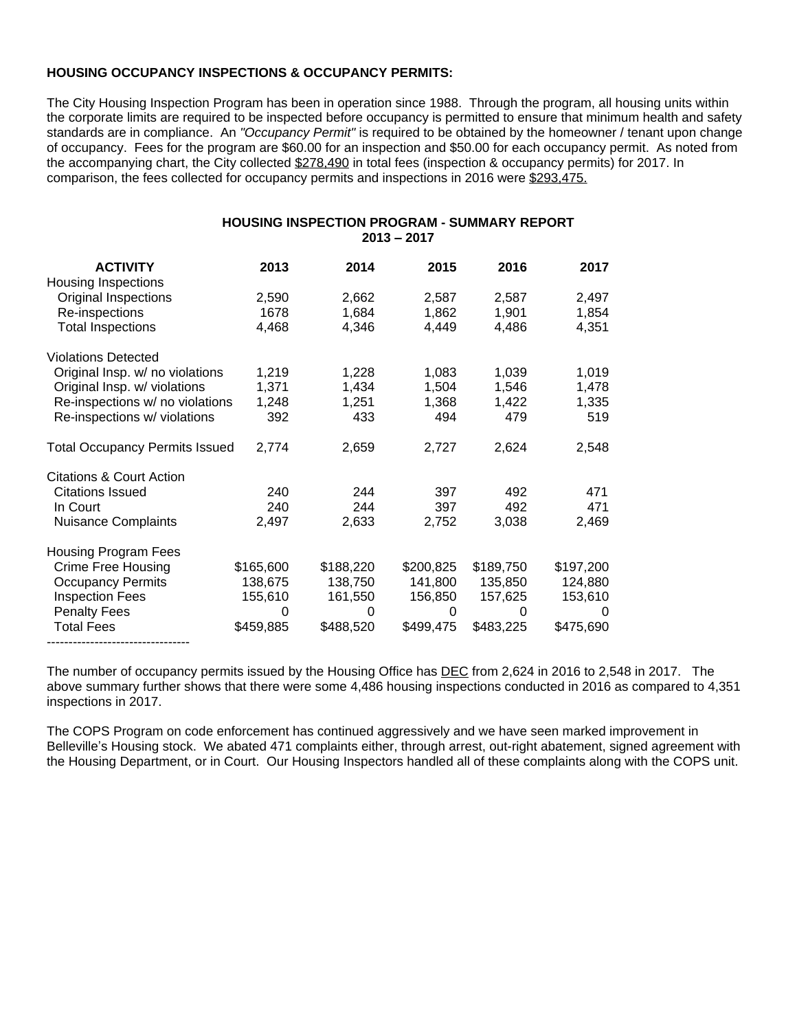**HOUSING OCCUPANCY INSPECTIONS & OCCUPANCY PERMITS:**

The City Housing Inspection Program has been in operation since 1988. Through the program, all housing units within the corporate limits are required to be inspected before occupancy is permitted to ensure that minimum health and safety standards are in compliance. An *"Occupancy Permit"* is required to be obtained by the homeowner / tenant upon change of occupancy. Fees for the program are $60.00 for an inspection and $50.00 for each occupancy permit. As noted from the accompanying chart, the City collected <u>$278,490</u> in total fees (inspection & occupancy permits) for 2017. In comparison, the fees collected for occupancy permits and inspections in 2016 were <u>$293,475.</u>

**HOUSING INSPECTION PROGRAM - SUMMARY REPORT**
**2013 – 2017**

| ACTIVITY | 2013 | 2014 | 2015 | 2016 | 2017 |
|---|---|---|---|---|---|
| Housing Inspections | | | | | |
| Original Inspections | 2,590 | 2,662 | 2,587 | 2,587 | 2,497 |
| Re-inspections | 1678 | 1,684 | 1,862 | 1,901 | 1,854 |
| Total Inspections | 4,468 | 4,346 | 4,449 | 4,486 | 4,351 |
| Violations Detected | | | | | |
| Original Insp. w/ no violations | 1,219 | 1,228 | 1,083 | 1,039 | 1,019 |
| Original Insp. w/ violations | 1,371 | 1,434 | 1,504 | 1,546 | 1,478 |
| Re-inspections w/ no violations | 1,248 | 1,251 | 1,368 | 1,422 | 1,335 |
| Re-inspections w/ violations | 392 | 433 | 494 | 479 | 519 |
| Total Occupancy Permits Issued | 2,774 | 2,659 | 2,727 | 2,624 | 2,548 |
| Citations & Court Action | | | | | |
| Citations Issued | 240 | 244 | 397 | 492 | 471 |
| In Court | 240 | 244 | 397 | 492 | 471 |
| Nuisance Complaints | 2,497 | 2,633 | 2,752 | 3,038 | 2,469 |
| Housing Program Fees | | | | | |
| Crime Free Housing | $165,600 | $188,220 | $200,825 | $189,750 | $197,200 |
| Occupancy Permits | 138,675 | 138,750 | 141,800 | 135,850 | 124,880 |
| Inspection Fees | 155,610 | 161,550 | 156,850 | 157,625 | 153,610 |
| Penalty Fees | 0 | 0 | 0 | 0 | 0 |
| Total Fees | $459,885 | $488,520 | $499,475 | $483,225 | $475,690 |

---------------------------------

The number of occupancy permits issued by the Housing Office has <u>DEC</u> from 2,624 in 2016 to 2,548 in 2017. The above summary further shows that there were some 4,486 housing inspections conducted in 2016 as compared to 4,351 inspections in 2017.

The COPS Program on code enforcement has continued aggressively and we have seen marked improvement in Belleville's Housing stock. We abated 471 complaints either, through arrest, out-right abatement, signed agreement with the Housing Department, or in Court. Our Housing Inspectors handled all of these complaints along with the COPS unit.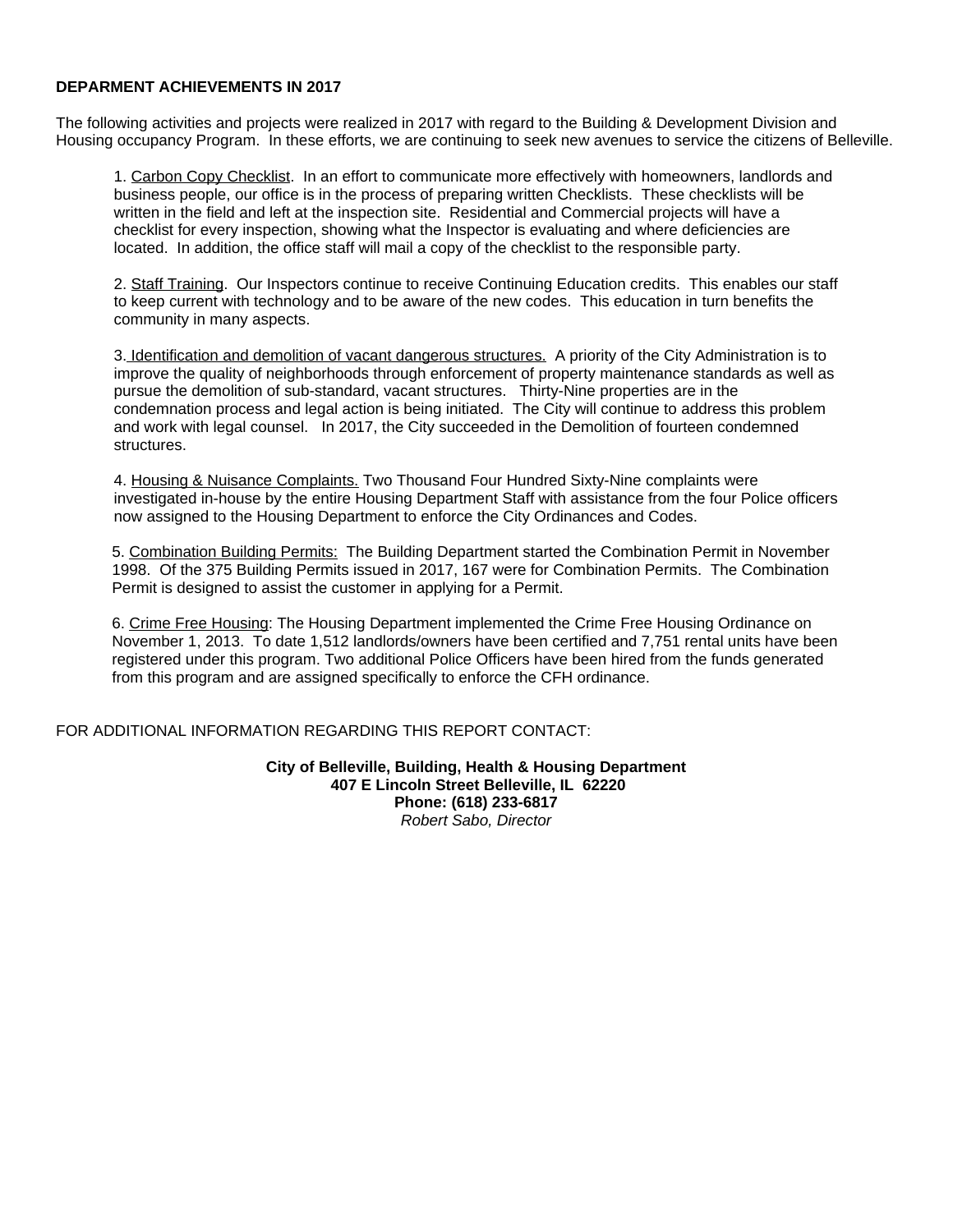**DEPARMENT ACHIEVEMENTS IN 2017**

The following activities and projects were realized in 2017 with regard to the Building & Development Division and Housing occupancy Program. In these efforts, we are continuing to seek new avenues to service the citizens of Belleville.

1. <u>Carbon Copy Checklist</u>. In an effort to communicate more effectively with homeowners, landlords and business people, our office is in the process of preparing written Checklists. These checklists will be written in the field and left at the inspection site. Residential and Commercial projects will have a checklist for every inspection, showing what the Inspector is evaluating and where deficiencies are located. In addition, the office staff will mail a copy of the checklist to the responsible party.

2. <u>Staff Training</u>. Our Inspectors continue to receive Continuing Education credits. This enables our staff to keep current with technology and to be aware of the new codes. This education in turn benefits the community in many aspects.

3. <u>Identification and demolition of vacant dangerous structures.</u> A priority of the City Administration is to improve the quality of neighborhoods through enforcement of property maintenance standards as well as pursue the demolition of sub-standard, vacant structures. Thirty-Nine properties are in the condemnation process and legal action is being initiated. The City will continue to address this problem and work with legal counsel. In 2017, the City succeeded in the Demolition of fourteen condemned structures.

4. <u>Housing & Nuisance Complaints.</u> Two Thousand Four Hundred Sixty-Nine complaints were investigated in-house by the entire Housing Department Staff with assistance from the four Police officers now assigned to the Housing Department to enforce the City Ordinances and Codes.

5. <u>Combination Building Permits:</u> The Building Department started the Combination Permit in November 1998. Of the 375 Building Permits issued in 2017, 167 were for Combination Permits. The Combination Permit is designed to assist the customer in applying for a Permit.

6. <u>Crime Free Housing</u>: The Housing Department implemented the Crime Free Housing Ordinance on November 1, 2013. To date 1,512 landlords/owners have been certified and 7,751 rental units have been registered under this program. Two additional Police Officers have been hired from the funds generated from this program and are assigned specifically to enforce the CFH ordinance.

FOR ADDITIONAL INFORMATION REGARDING THIS REPORT CONTACT:

**City of Belleville, Building, Health & Housing Department**
**407 E Lincoln Street Belleville, IL 62220**
**Phone: (618) 233-6817**
*Robert Sabo, Director*